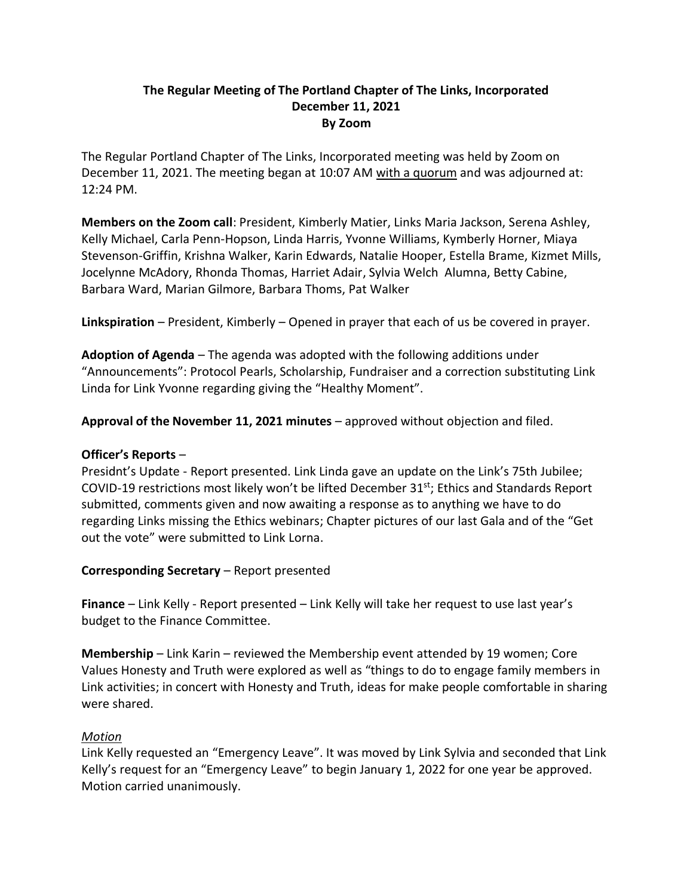**The Regular Meeting of The Portland Chapter of The Links, Incorporated**
**December 11, 2021**
**By Zoom**

The Regular Portland Chapter of The Links, Incorporated meeting was held by Zoom on December 11, 2021. The meeting began at 10:07 AM with a quorum and was adjourned at: 12:24 PM.

**Members on the Zoom call**: President, Kimberly Matier, Links Maria Jackson, Serena Ashley, Kelly Michael, Carla Penn-Hopson, Linda Harris, Yvonne Williams, Kymberly Horner, Miaya Stevenson-Griffin, Krishna Walker, Karin Edwards, Natalie Hooper, Estella Brame, Kizmet Mills, Jocelynne McAdory, Rhonda Thomas, Harriet Adair, Sylvia Welch Alumna, Betty Cabine, Barbara Ward, Marian Gilmore, Barbara Thoms, Pat Walker

**Linkspiration** – President, Kimberly – Opened in prayer that each of us be covered in prayer.

**Adoption of Agenda** – The agenda was adopted with the following additions under "Announcements": Protocol Pearls, Scholarship, Fundraiser and a correction substituting Link Linda for Link Yvonne regarding giving the "Healthy Moment".

**Approval of the November 11, 2021 minutes** – approved without objection and filed.

**Officer's Reports** –
Presidnt's Update - Report presented. Link Linda gave an update on the Link's 75th Jubilee; COVID-19 restrictions most likely won't be lifted December 31st; Ethics and Standards Report submitted, comments given and now awaiting a response as to anything we have to do regarding Links missing the Ethics webinars; Chapter pictures of our last Gala and of the "Get out the vote" were submitted to Link Lorna.

**Corresponding Secretary** – Report presented

**Finance** – Link Kelly - Report presented – Link Kelly will take her request to use last year's budget to the Finance Committee.

**Membership** – Link Karin – reviewed the Membership event attended by 19 women; Core Values Honesty and Truth were explored as well as "things to do to engage family members in Link activities; in concert with Honesty and Truth, ideas for make people comfortable in sharing were shared.

*Motion*
Link Kelly requested an "Emergency Leave". It was moved by Link Sylvia and seconded that Link Kelly's request for an "Emergency Leave" to begin January 1, 2022 for one year be approved. Motion carried unanimously.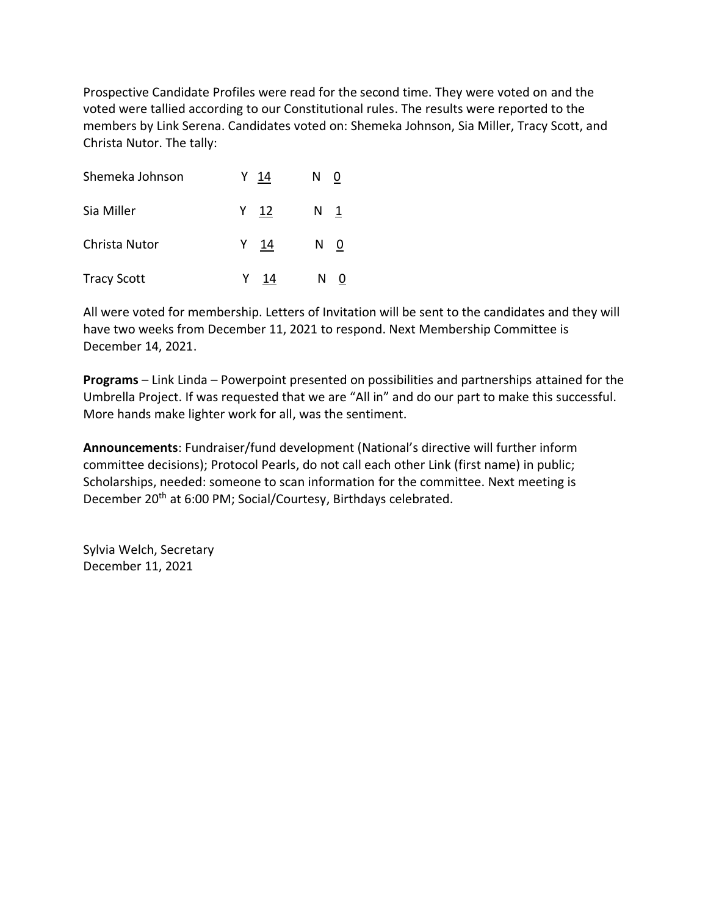Prospective Candidate Profiles were read for the second time. They were voted on and the voted were tallied according to our Constitutional rules. The results were reported to the members by Link Serena. Candidates voted on: Shemeka Johnson, Sia Miller, Tracy Scott, and Christa Nutor. The tally:

| | | |
|---|---|---|
| Shemeka Johnson | Y 14 | N 0 |
| Sia Miller | Y 12 | N 1 |
| Christa Nutor | Y 14 | N 0 |
| Tracy Scott | Y 14 | N 0 |

All were voted for membership. Letters of Invitation will be sent to the candidates and they will have two weeks from December 11, 2021 to respond. Next Membership Committee is December 14, 2021.

**Programs** – Link Linda – Powerpoint presented on possibilities and partnerships attained for the Umbrella Project. If was requested that we are "All in" and do our part to make this successful. More hands make lighter work for all, was the sentiment.

**Announcements**: Fundraiser/fund development (National's directive will further inform committee decisions); Protocol Pearls, do not call each other Link (first name) in public; Scholarships, needed: someone to scan information for the committee. Next meeting is December 20th at 6:00 PM; Social/Courtesy, Birthdays celebrated.

Sylvia Welch, Secretary
December 11, 2021